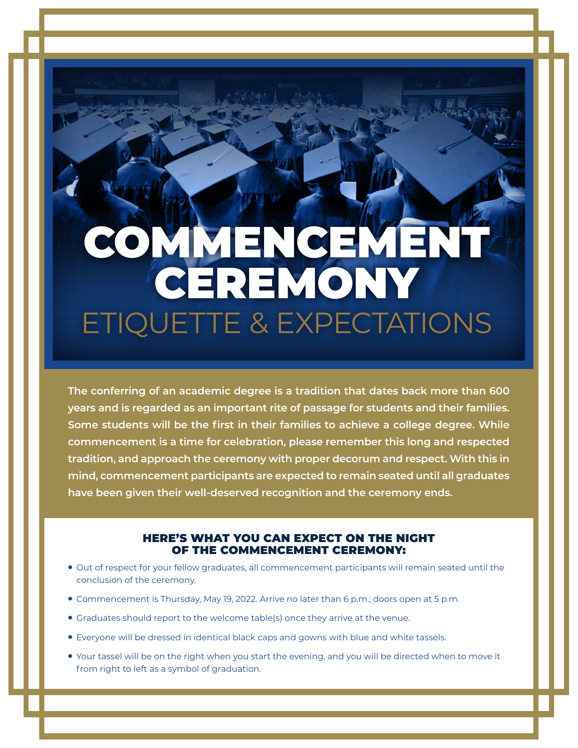# COMMENCEMENT CEREMONY

## ETIQUETTE & EXPECTATIONS

**The conferring of an academic degree is a tradition that dates back more than 600 years and is regarded as an important rite of passage for students and their families. Some students will be the first in their families to achieve a college degree. While commencement is a time for celebration, please remember this long and respected tradition, and approach the ceremony with proper decorum and respect. With this in mind, commencement participants are expected to remain seated until all graduates have been given their well-deserved recognition and the ceremony ends.**

### HERE'S WHAT YOU CAN EXPECT ON THE NIGHT OF THE COMMENCEMENT CEREMONY:

- Out of respect for your fellow graduates, all commencement participants will remain seated until the conclusion of the ceremony.
- Commencement is Thursday, May 19, 2022. Arrive no later than 6 p.m.; doors open at 5 p.m.
- Graduates should report to the welcome table(s) once they arrive at the venue.
- Everyone will be dressed in identical black caps and gowns with blue and white tassels.
- Your tassel will be on the right when you start the evening, and you will be directed when to move it from right to left as a symbol of graduation.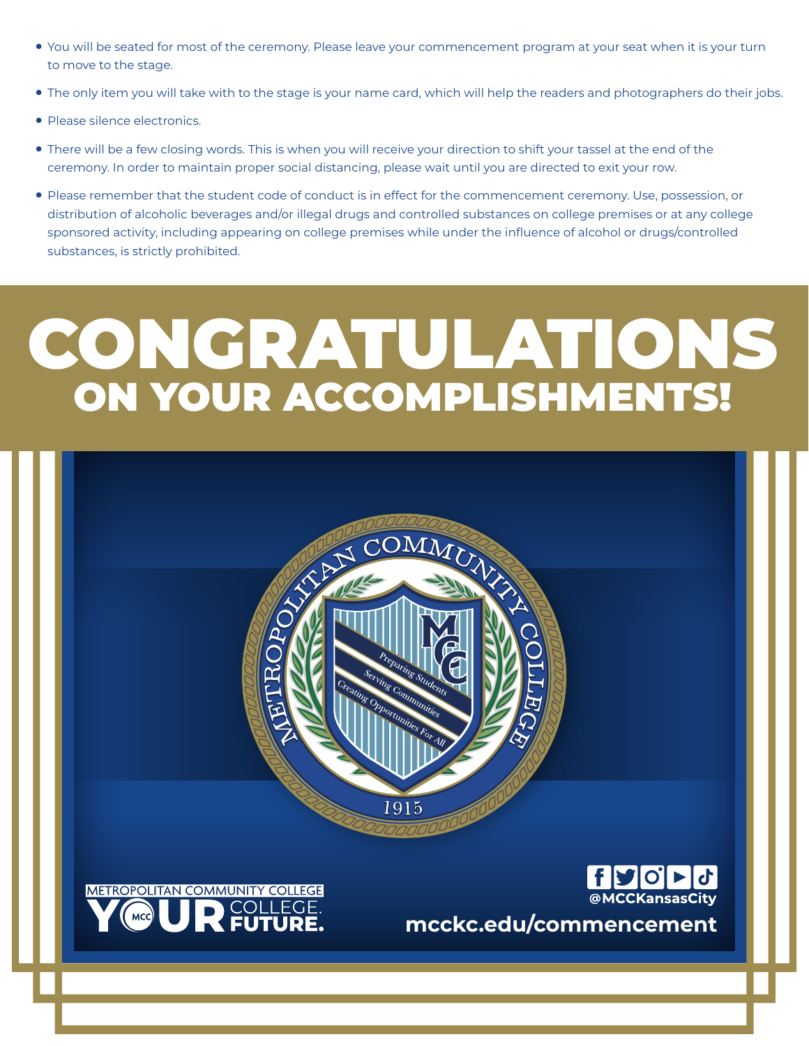- You will be seated for most of the ceremony. Please leave your commencement program at your seat when it is your turn to move to the stage.
- The only item you will take with to the stage is your name card, which will help the readers and photographers do their jobs.
- Please silence electronics.
- There will be a few closing words. This is when you will receive your direction to shift your tassel at the end of the ceremony. In order to maintain proper social distancing, please wait until you are directed to exit your row.
- Please remember that the student code of conduct is in effect for the commencement ceremony. Use, possession, or distribution of alcoholic beverages and/or illegal drugs and controlled substances on college premises or at any college sponsored activity, including appearing on college premises while under the influence of alcohol or drugs/controlled substances, is strictly prohibited.

# CONGRATULATIONS

## ON YOUR ACCOMPLISHMENTS!

METROPOLITAN COMMUNITY COLLEGE

MCC

Preparing Students
Serving Communities
Creating Opportunities For All

1915

METROPOLITAN COMMUNITY COLLEGE
YOUR COLLEGE. FUTURE.

@MCCKansasCity

**mcckc.edu/commencement**